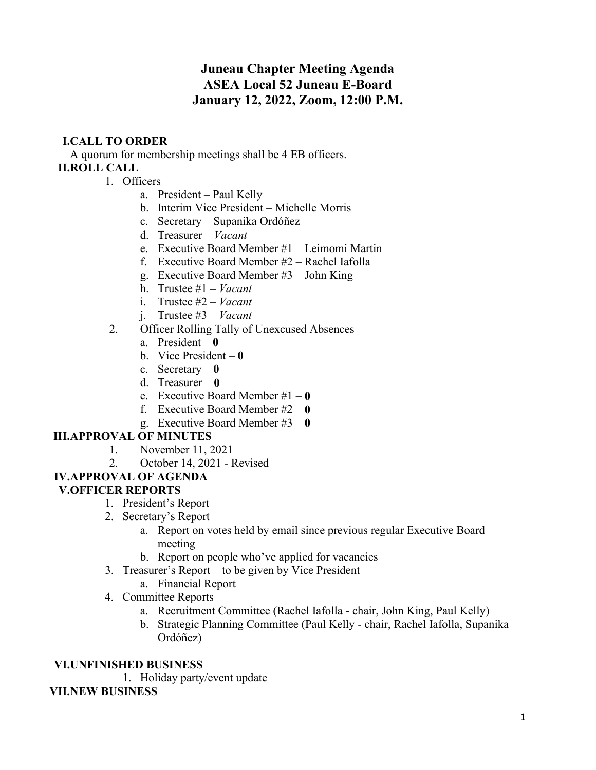# Juneau Chapter Meeting Agenda
# ASEA Local 52 Juneau E-Board
# January 12, 2022, Zoom, 12:00 P.M.

## I. CALL TO ORDER

A quorum for membership meetings shall be 4 EB officers.

## II. ROLL CALL

1. Officers
   a. President – Paul Kelly
   b. Interim Vice President – Michelle Morris
   c. Secretary – Supanika Ordóñez
   d. Treasurer – *Vacant*
   e. Executive Board Member #1 – Leimomi Martin
   f. Executive Board Member #2 – Rachel Iafolla
   g. Executive Board Member #3 – John King
   h. Trustee #1 – *Vacant*
   i. Trustee #2 – *Vacant*
   j. Trustee #3 – *Vacant*
2. Officer Rolling Tally of Unexcused Absences
   a. President – **0**
   b. Vice President – **0**
   c. Secretary – **0**
   d. Treasurer – **0**
   e. Executive Board Member #1 – **0**
   f. Executive Board Member #2 – **0**
   g. Executive Board Member #3 – **0**

## III. APPROVAL OF MINUTES

1. November 11, 2021
2. October 14, 2021 - Revised

## IV. APPROVAL OF AGENDA

## V. OFFICER REPORTS

1. President's Report
2. Secretary's Report
   a. Report on votes held by email since previous regular Executive Board meeting
   b. Report on people who've applied for vacancies
3. Treasurer's Report – to be given by Vice President
   a. Financial Report
4. Committee Reports
   a. Recruitment Committee (Rachel Iafolla - chair, John King, Paul Kelly)
   b. Strategic Planning Committee (Paul Kelly - chair, Rachel Iafolla, Supanika Ordóñez)

## VI. UNFINISHED BUSINESS

1. Holiday party/event update

## VII. NEW BUSINESS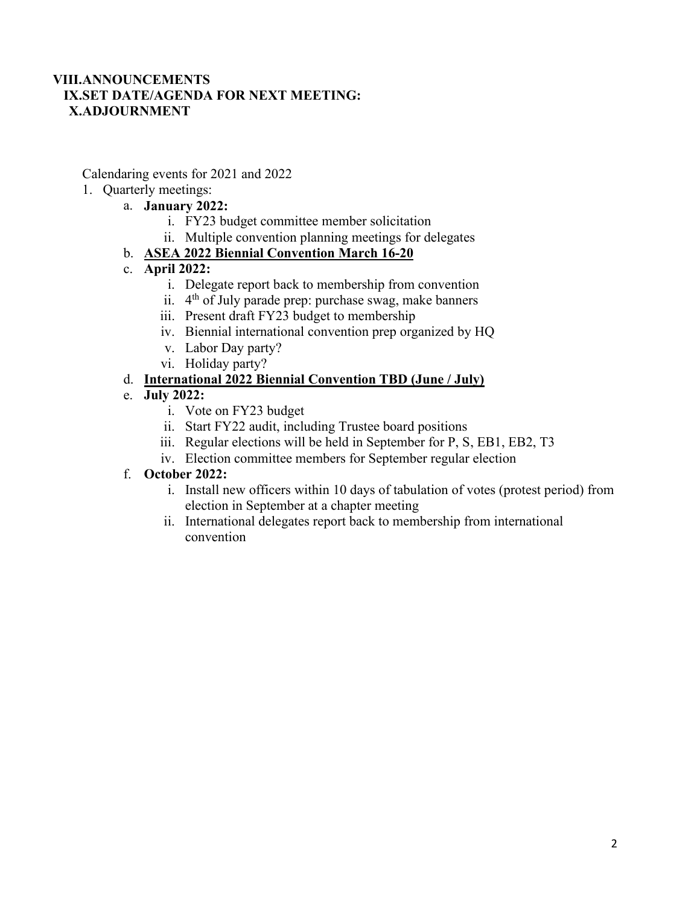**VIII.ANNOUNCEMENTS**
**IX.SET DATE/AGENDA FOR NEXT MEETING:**
**X.ADJOURNMENT**

Calendaring events for 2021 and 2022

1. Quarterly meetings:
   a. **January 2022:**
      i. FY23 budget committee member solicitation
      ii. Multiple convention planning meetings for delegates
   b. **<u>ASEA 2022 Biennial Convention March 16-20</u>**
   c. **April 2022:**
      i. Delegate report back to membership from convention
      ii. 4th of July parade prep: purchase swag, make banners
      iii. Present draft FY23 budget to membership
      iv. Biennial international convention prep organized by HQ
      v. Labor Day party?
      vi. Holiday party?
   d. **<u>International 2022 Biennial Convention TBD (June / July)</u>**
   e. **July 2022:**
      i. Vote on FY23 budget
      ii. Start FY22 audit, including Trustee board positions
      iii. Regular elections will be held in September for P, S, EB1, EB2, T3
      iv. Election committee members for September regular election
   f. **October 2022:**
      i. Install new officers within 10 days of tabulation of votes (protest period) from election in September at a chapter meeting
      ii. International delegates report back to membership from international convention